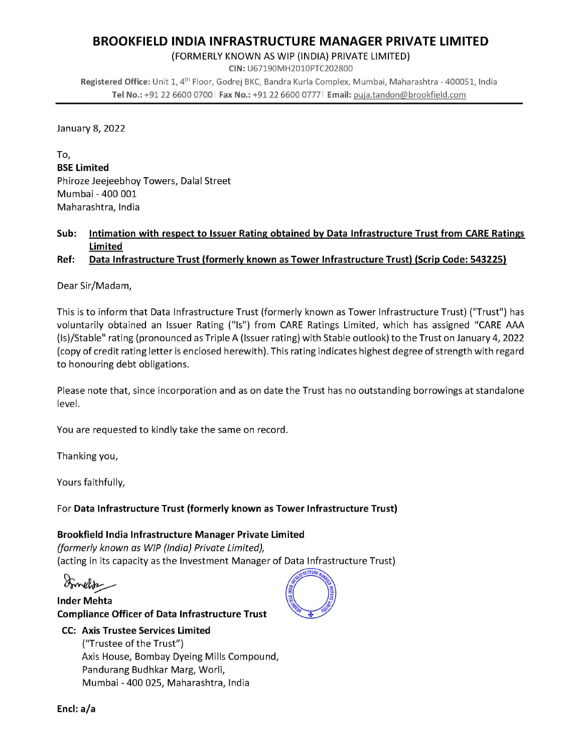# BROOKFIELD INDIA INFRASTRUCTURE MANAGER PRIVATE LIMITED

(FORMERLY KNOWN AS WIP (INDIA) PRIVATE LIMITED)

**CIN:** U67190MH2010PTC202800

**Registered Office:** Unit 1, 4th Floor, Godrej BKC, Bandra Kurla Complex, Mumbai, Maharashtra - 400051, India

**Tel No.:** +91 22 6600 0700 | **Fax No.:** +91 22 6600 0777 | **Email:** puja.tandon@brookfield.com

---

January 8, 2022

To,

**BSE Limited**

Phiroze Jeejeebhoy Towers, Dalal Street

Mumbai - 400 001

Maharashtra, India

**Sub: Intimation with respect to Issuer Rating obtained by Data Infrastructure Trust from CARE Ratings Limited**

**Ref: Data Infrastructure Trust (formerly known as Tower Infrastructure Trust) (Scrip Code: 543225)**

Dear Sir/Madam,

This is to inform that Data Infrastructure Trust (formerly known as Tower Infrastructure Trust) ("Trust") has voluntarily obtained an Issuer Rating ("Is") from CARE Ratings Limited, which has assigned "CARE AAA (Is)/Stable" rating (pronounced as Triple A (Issuer rating) with Stable outlook) to the Trust on January 4, 2022 (copy of credit rating letter is enclosed herewith). This rating indicates highest degree of strength with regard to honouring debt obligations.

Please note that, since incorporation and as on date the Trust has no outstanding borrowings at standalone level.

You are requested to kindly take the same on record.

Thanking you,

Yours faithfully,

For **Data Infrastructure Trust (formerly known as Tower Infrastructure Trust)**

**Brookfield India Infrastructure Manager Private Limited**

*(formerly known as WIP (India) Private Limited),*

(acting in its capacity as the Investment Manager of Data Infrastructure Trust)

**Inder Mehta**

**Compliance Officer of Data Infrastructure Trust**

**CC: Axis Trustee Services Limited**

("Trustee of the Trust")

Axis House, Bombay Dyeing Mills Compound,

Pandurang Budhkar Marg, Worli,

Mumbai - 400 025, Maharashtra, India

**Encl: a/a**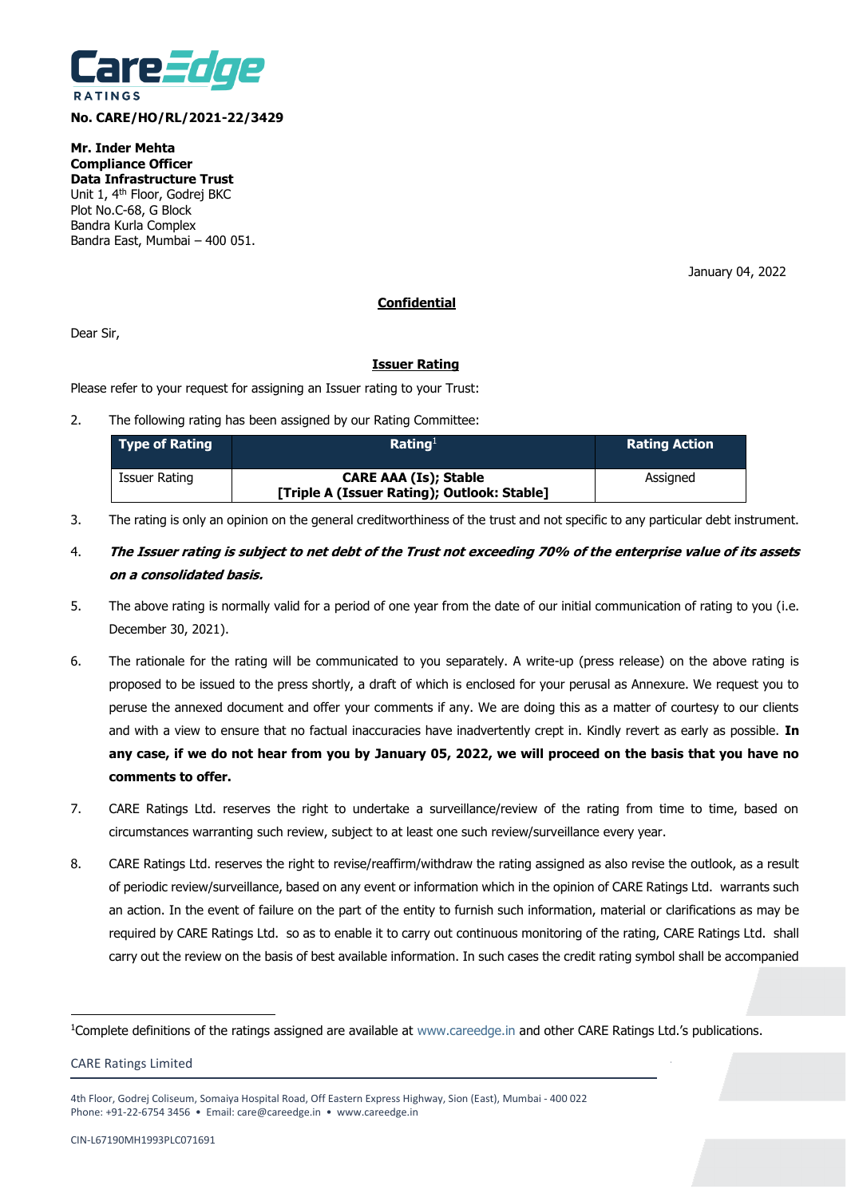**No. CARE/HO/RL/2021-22/3429**

**Mr. Inder Mehta**
**Compliance Officer**
**Data Infrastructure Trust**
Unit 1, 4th Floor, Godrej BKC
Plot No.C-68, G Block
Bandra Kurla Complex
Bandra East, Mumbai – 400 051.

January 04, 2022

**Confidential**

Dear Sir,

**Issuer Rating**

Please refer to your request for assigning an Issuer rating to your Trust:

2. The following rating has been assigned by our Rating Committee:

| Type of Rating | Rating[1] | Rating Action |
|---|---|---|
| Issuer Rating | **CARE AAA (Is); Stable [Triple A (Issuer Rating); Outlook: Stable]** | Assigned |

3. The rating is only an opinion on the general creditworthiness of the trust and not specific to any particular debt instrument.

4. ***The Issuer rating is subject to net debt of the Trust not exceeding 70% of the enterprise value of its assets on a consolidated basis.***

5. The above rating is normally valid for a period of one year from the date of our initial communication of rating to you (i.e. December 30, 2021).

6. The rationale for the rating will be communicated to you separately. A write-up (press release) on the above rating is proposed to be issued to the press shortly, a draft of which is enclosed for your perusal as Annexure. We request you to peruse the annexed document and offer your comments if any. We are doing this as a matter of courtesy to our clients and with a view to ensure that no factual inaccuracies have inadvertently crept in. Kindly revert as early as possible. **In any case, if we do not hear from you by January 05, 2022, we will proceed on the basis that you have no comments to offer.**

7. CARE Ratings Ltd. reserves the right to undertake a surveillance/review of the rating from time to time, based on circumstances warranting such review, subject to at least one such review/surveillance every year.

8. CARE Ratings Ltd. reserves the right to revise/reaffirm/withdraw the rating assigned as also revise the outlook, as a result of periodic review/surveillance, based on any event or information which in the opinion of CARE Ratings Ltd. warrants such an action. In the event of failure on the part of the entity to furnish such information, material or clarifications as may be required by CARE Ratings Ltd. so as to enable it to carry out continuous monitoring of the rating, CARE Ratings Ltd. shall carry out the review on the basis of best available information. In such cases the credit rating symbol shall be accompanied

[1] Complete definitions of the ratings assigned are available at www.careedge.in and other CARE Ratings Ltd.'s publications.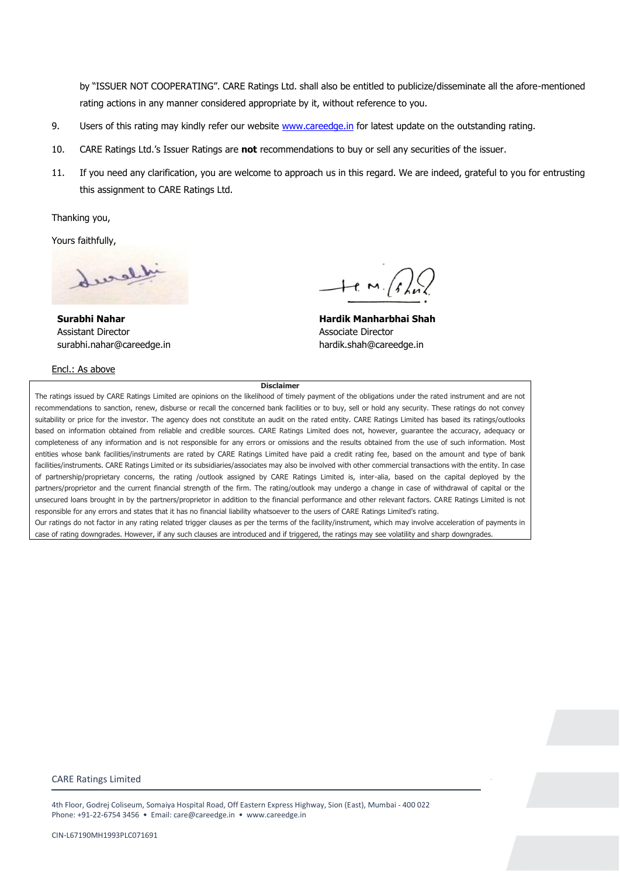by "ISSUER NOT COOPERATING". CARE Ratings Ltd. shall also be entitled to publicize/disseminate all the afore-mentioned rating actions in any manner considered appropriate by it, without reference to you.

9. Users of this rating may kindly refer our website www.careedge.in for latest update on the outstanding rating.

10. CARE Ratings Ltd.'s Issuer Ratings are **not** recommendations to buy or sell any securities of the issuer.

11. If you need any clarification, you are welcome to approach us in this regard. We are indeed, grateful to you for entrusting this assignment to CARE Ratings Ltd.

Thanking you,

Yours faithfully,

**Surabhi Nahar**
Assistant Director
surabhi.nahar@careedge.in

**Hardik Manharbhai Shah**
Associate Director
hardik.shah@careedge.in

Encl.: As above

**Disclaimer**

The ratings issued by CARE Ratings Limited are opinions on the likelihood of timely payment of the obligations under the rated instrument and are not recommendations to sanction, renew, disburse or recall the concerned bank facilities or to buy, sell or hold any security. These ratings do not convey suitability or price for the investor. The agency does not constitute an audit on the rated entity. CARE Ratings Limited has based its ratings/outlooks based on information obtained from reliable and credible sources. CARE Ratings Limited does not, however, guarantee the accuracy, adequacy or completeness of any information and is not responsible for any errors or omissions and the results obtained from the use of such information. Most entities whose bank facilities/instruments are rated by CARE Ratings Limited have paid a credit rating fee, based on the amount and type of bank facilities/instruments. CARE Ratings Limited or its subsidiaries/associates may also be involved with other commercial transactions with the entity. In case of partnership/proprietary concerns, the rating /outlook assigned by CARE Ratings Limited is, inter-alia, based on the capital deployed by the partners/proprietor and the current financial strength of the firm. The rating/outlook may undergo a change in case of withdrawal of capital or the unsecured loans brought in by the partners/proprietor in addition to the financial performance and other relevant factors. CARE Ratings Limited is not responsible for any errors and states that it has no financial liability whatsoever to the users of CARE Ratings Limited's rating.

Our ratings do not factor in any rating related trigger clauses as per the terms of the facility/instrument, which may involve acceleration of payments in case of rating downgrades. However, if any such clauses are introduced and if triggered, the ratings may see volatility and sharp downgrades.

CARE Ratings Limited

4th Floor, Godrej Coliseum, Somaiya Hospital Road, Off Eastern Express Highway, Sion (East), Mumbai - 400 022
Phone: +91-22-6754 3456 • Email: care@careedge.in • www.careedge.in

CIN-L67190MH1993PLC071691